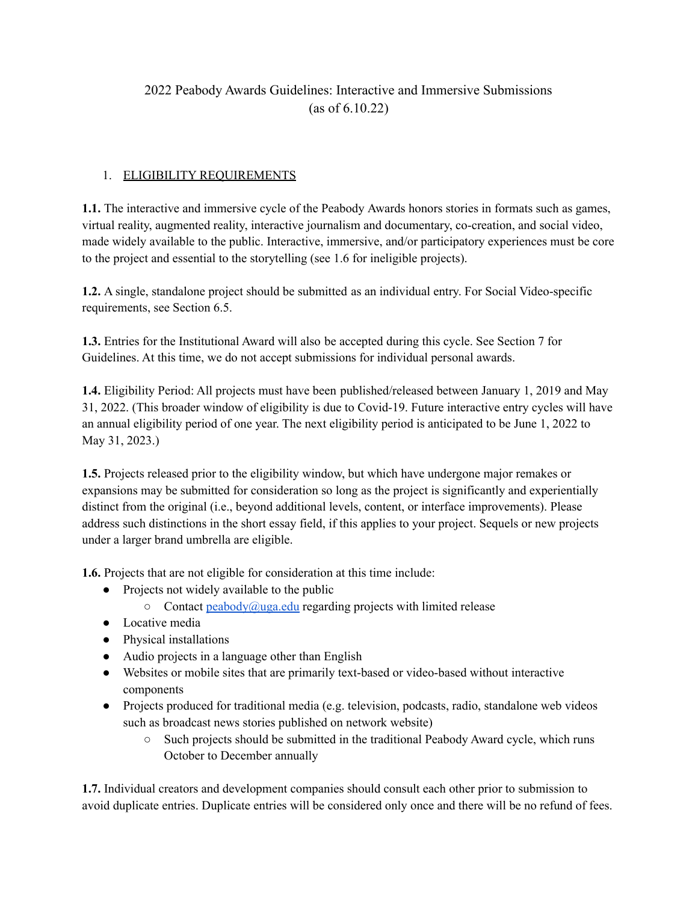# 2022 Peabody Awards Guidelines: Interactive and Immersive Submissions
(as of 6.10.22)

## 1. ELIGIBILITY REQUIREMENTS

**1.1.** The interactive and immersive cycle of the Peabody Awards honors stories in formats such as games, virtual reality, augmented reality, interactive journalism and documentary, co-creation, and social video, made widely available to the public. Interactive, immersive, and/or participatory experiences must be core to the project and essential to the storytelling (see 1.6 for ineligible projects).

**1.2.** A single, standalone project should be submitted as an individual entry. For Social Video-specific requirements, see Section 6.5.

**1.3.** Entries for the Institutional Award will also be accepted during this cycle. See Section 7 for Guidelines. At this time, we do not accept submissions for individual personal awards.

**1.4.** Eligibility Period: All projects must have been published/released between January 1, 2019 and May 31, 2022. (This broader window of eligibility is due to Covid-19. Future interactive entry cycles will have an annual eligibility period of one year. The next eligibility period is anticipated to be June 1, 2022 to May 31, 2023.)

**1.5.** Projects released prior to the eligibility window, but which have undergone major remakes or expansions may be submitted for consideration so long as the project is significantly and experientially distinct from the original (i.e., beyond additional levels, content, or interface improvements). Please address such distinctions in the short essay field, if this applies to your project. Sequels or new projects under a larger brand umbrella are eligible.

**1.6.** Projects that are not eligible for consideration at this time include:

- Projects not widely available to the public
  - Contact [peabody@uga.edu](mailto:peabody@uga.edu) regarding projects with limited release
- Locative media
- Physical installations
- Audio projects in a language other than English
- Websites or mobile sites that are primarily text-based or video-based without interactive components
- Projects produced for traditional media (e.g. television, podcasts, radio, standalone web videos such as broadcast news stories published on network website)
  - Such projects should be submitted in the traditional Peabody Award cycle, which runs October to December annually

**1.7.** Individual creators and development companies should consult each other prior to submission to avoid duplicate entries. Duplicate entries will be considered only once and there will be no refund of fees.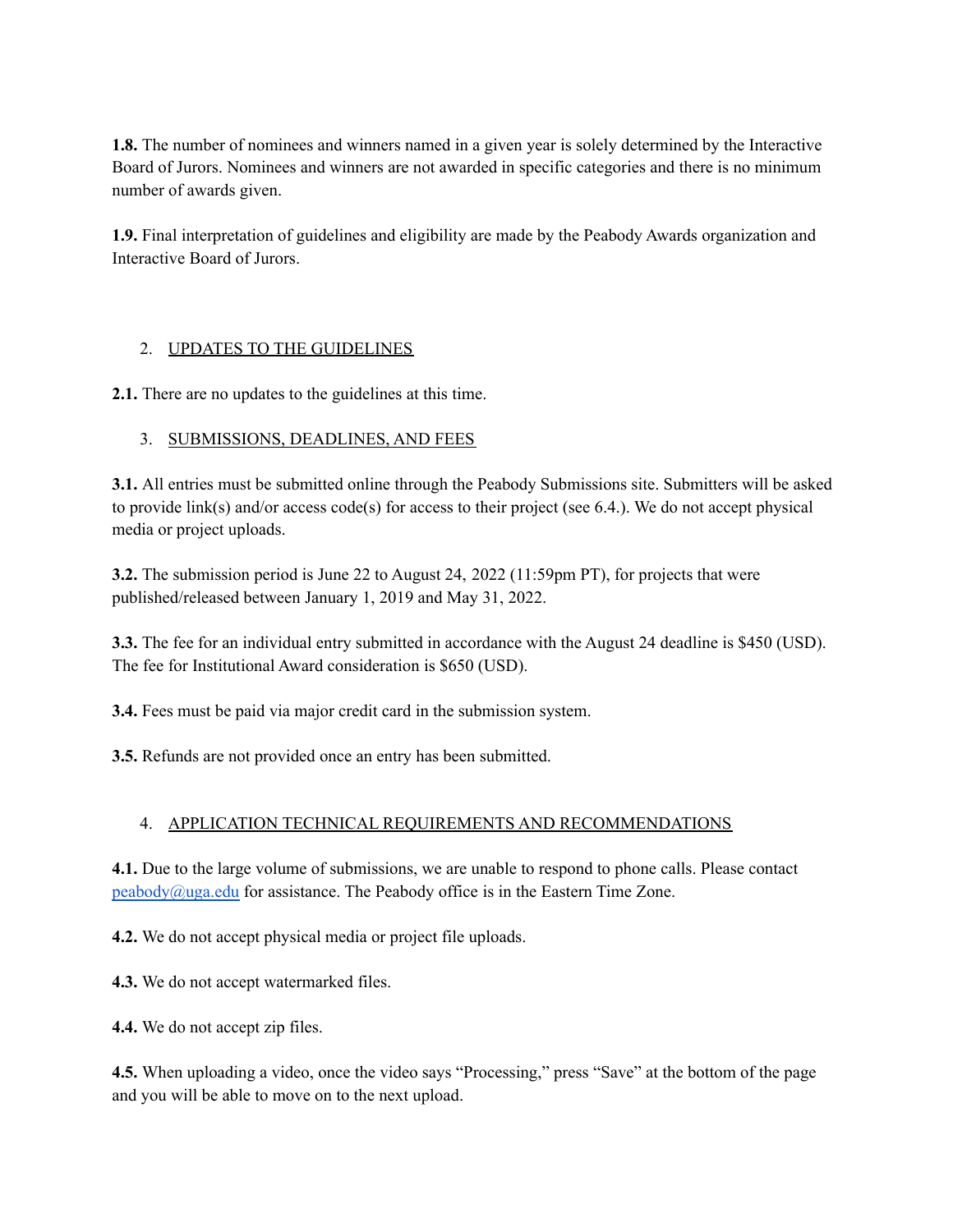**1.8.** The number of nominees and winners named in a given year is solely determined by the Interactive Board of Jurors. Nominees and winners are not awarded in specific categories and there is no minimum number of awards given.

**1.9.** Final interpretation of guidelines and eligibility are made by the Peabody Awards organization and Interactive Board of Jurors.

## 2. UPDATES TO THE GUIDELINES

**2.1.** There are no updates to the guidelines at this time.

## 3. SUBMISSIONS, DEADLINES, AND FEES

**3.1.** All entries must be submitted online through the Peabody Submissions site. Submitters will be asked to provide link(s) and/or access code(s) for access to their project (see 6.4.). We do not accept physical media or project uploads.

**3.2.** The submission period is June 22 to August 24, 2022 (11:59pm PT), for projects that were published/released between January 1, 2019 and May 31, 2022.

**3.3.** The fee for an individual entry submitted in accordance with the August 24 deadline is $450 (USD). The fee for Institutional Award consideration is $650 (USD).

**3.4.** Fees must be paid via major credit card in the submission system.

**3.5.** Refunds are not provided once an entry has been submitted.

## 4. APPLICATION TECHNICAL REQUIREMENTS AND RECOMMENDATIONS

**4.1.** Due to the large volume of submissions, we are unable to respond to phone calls. Please contact [peabody@uga.edu](mailto:peabody@uga.edu) for assistance. The Peabody office is in the Eastern Time Zone.

**4.2.** We do not accept physical media or project file uploads.

**4.3.** We do not accept watermarked files.

**4.4.** We do not accept zip files.

**4.5.** When uploading a video, once the video says "Processing," press "Save" at the bottom of the page and you will be able to move on to the next upload.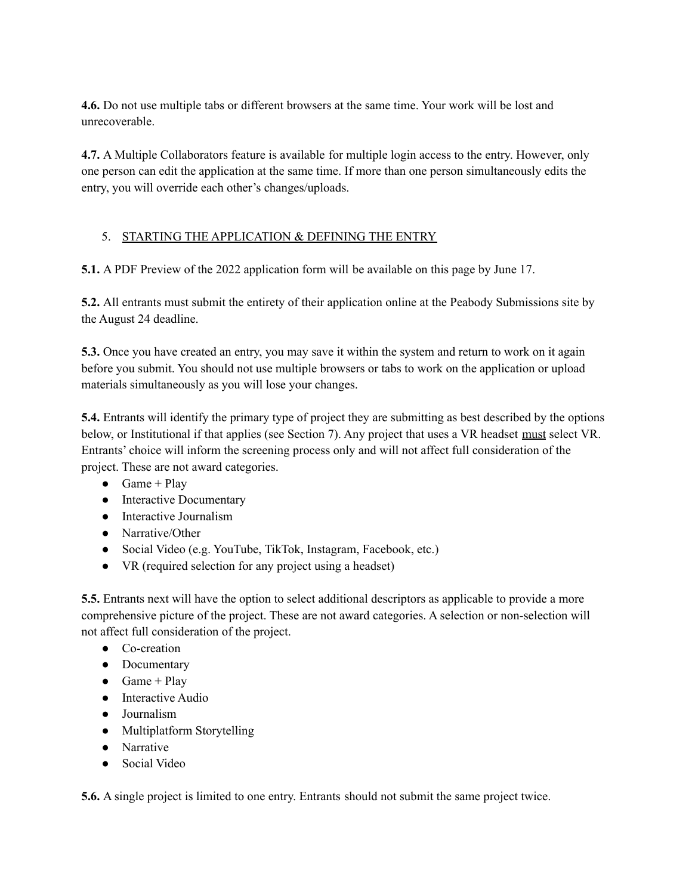**4.6.** Do not use multiple tabs or different browsers at the same time. Your work will be lost and unrecoverable.

**4.7.** A Multiple Collaborators feature is available for multiple login access to the entry. However, only one person can edit the application at the same time. If more than one person simultaneously edits the entry, you will override each other's changes/uploads.

## 5. STARTING THE APPLICATION & DEFINING THE ENTRY

**5.1.** A PDF Preview of the 2022 application form will be available on this page by June 17.

**5.2.** All entrants must submit the entirety of their application online at the Peabody Submissions site by the August 24 deadline.

**5.3.** Once you have created an entry, you may save it within the system and return to work on it again before you submit. You should not use multiple browsers or tabs to work on the application or upload materials simultaneously as you will lose your changes.

**5.4.** Entrants will identify the primary type of project they are submitting as best described by the options below, or Institutional if that applies (see Section 7). Any project that uses a VR headset must select VR. Entrants' choice will inform the screening process only and will not affect full consideration of the project. These are not award categories.

- Game + Play
- Interactive Documentary
- Interactive Journalism
- Narrative/Other
- Social Video (e.g. YouTube, TikTok, Instagram, Facebook, etc.)
- VR (required selection for any project using a headset)

**5.5.** Entrants next will have the option to select additional descriptors as applicable to provide a more comprehensive picture of the project. These are not award categories. A selection or non-selection will not affect full consideration of the project.

- Co-creation
- Documentary
- Game + Play
- Interactive Audio
- Journalism
- Multiplatform Storytelling
- Narrative
- Social Video

**5.6.** A single project is limited to one entry. Entrants should not submit the same project twice.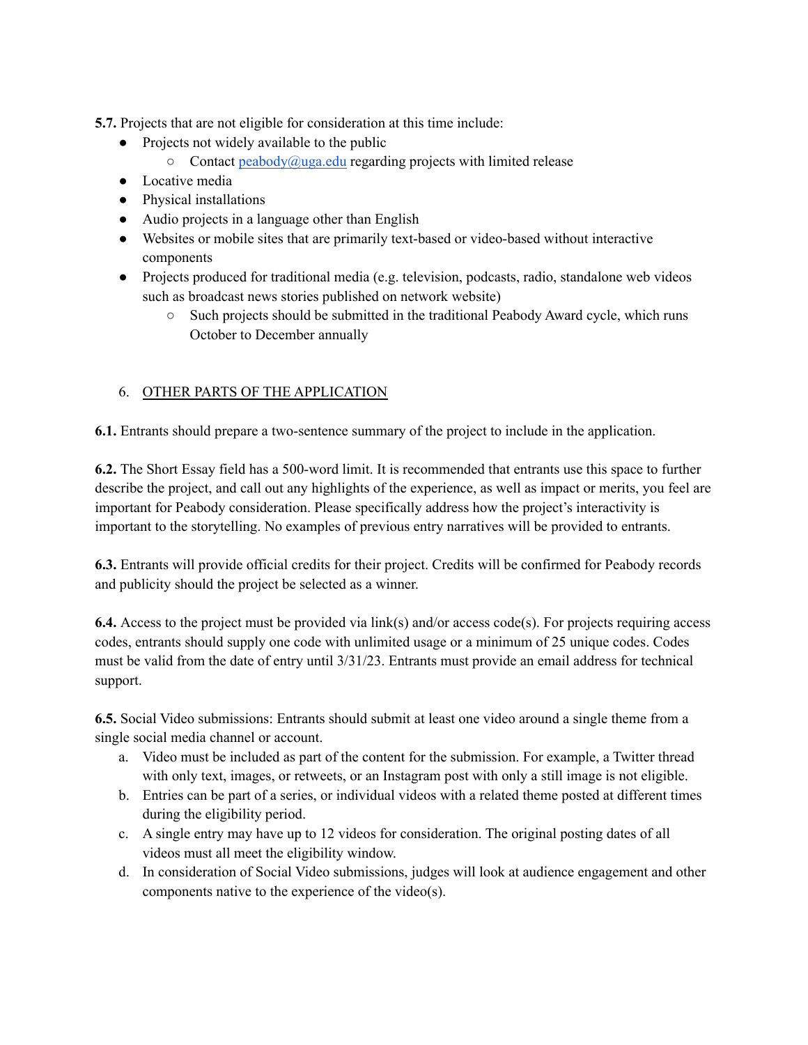**5.7.** Projects that are not eligible for consideration at this time include:

- Projects not widely available to the public
  - Contact [peabody@uga.edu](mailto:peabody@uga.edu) regarding projects with limited release
- Locative media
- Physical installations
- Audio projects in a language other than English
- Websites or mobile sites that are primarily text-based or video-based without interactive components
- Projects produced for traditional media (e.g. television, podcasts, radio, standalone web videos such as broadcast news stories published on network website)
  - Such projects should be submitted in the traditional Peabody Award cycle, which runs October to December annually

## 6. OTHER PARTS OF THE APPLICATION

**6.1.** Entrants should prepare a two-sentence summary of the project to include in the application.

**6.2.** The Short Essay field has a 500-word limit. It is recommended that entrants use this space to further describe the project, and call out any highlights of the experience, as well as impact or merits, you feel are important for Peabody consideration. Please specifically address how the project's interactivity is important to the storytelling. No examples of previous entry narratives will be provided to entrants.

**6.3.** Entrants will provide official credits for their project. Credits will be confirmed for Peabody records and publicity should the project be selected as a winner.

**6.4.** Access to the project must be provided via link(s) and/or access code(s). For projects requiring access codes, entrants should supply one code with unlimited usage or a minimum of 25 unique codes. Codes must be valid from the date of entry until 3/31/23. Entrants must provide an email address for technical support.

**6.5.** Social Video submissions: Entrants should submit at least one video around a single theme from a single social media channel or account.

a. Video must be included as part of the content for the submission. For example, a Twitter thread with only text, images, or retweets, or an Instagram post with only a still image is not eligible.

b. Entries can be part of a series, or individual videos with a related theme posted at different times during the eligibility period.

c. A single entry may have up to 12 videos for consideration. The original posting dates of all videos must all meet the eligibility window.

d. In consideration of Social Video submissions, judges will look at audience engagement and other components native to the experience of the video(s).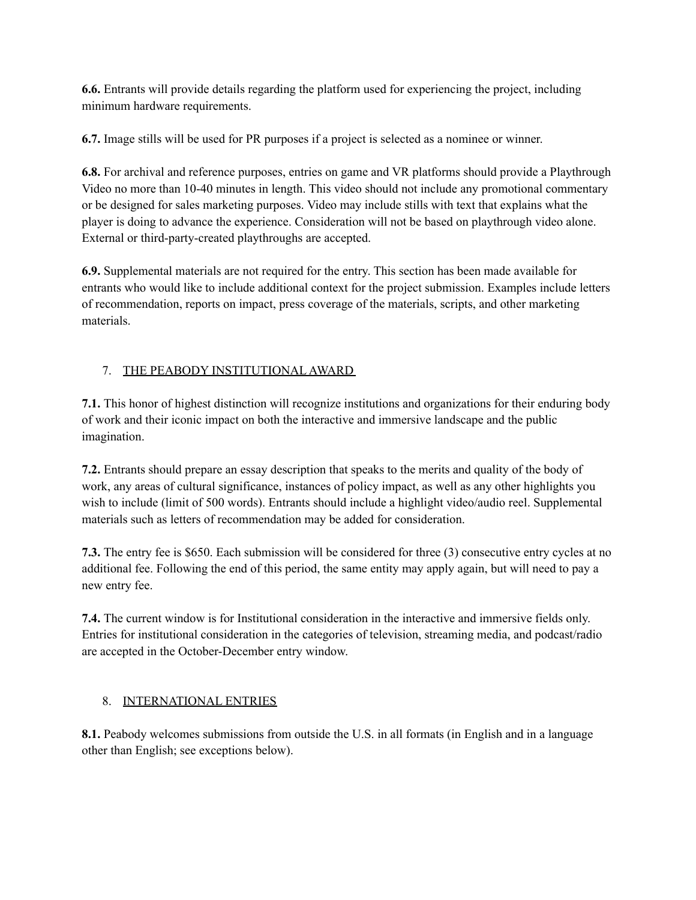**6.6.** Entrants will provide details regarding the platform used for experiencing the project, including minimum hardware requirements.

**6.7.** Image stills will be used for PR purposes if a project is selected as a nominee or winner.

**6.8.** For archival and reference purposes, entries on game and VR platforms should provide a Playthrough Video no more than 10-40 minutes in length. This video should not include any promotional commentary or be designed for sales marketing purposes. Video may include stills with text that explains what the player is doing to advance the experience. Consideration will not be based on playthrough video alone. External or third-party-created playthroughs are accepted.

**6.9.** Supplemental materials are not required for the entry. This section has been made available for entrants who would like to include additional context for the project submission. Examples include letters of recommendation, reports on impact, press coverage of the materials, scripts, and other marketing materials.

## 7. THE PEABODY INSTITUTIONAL AWARD

**7.1.** This honor of highest distinction will recognize institutions and organizations for their enduring body of work and their iconic impact on both the interactive and immersive landscape and the public imagination.

**7.2.** Entrants should prepare an essay description that speaks to the merits and quality of the body of work, any areas of cultural significance, instances of policy impact, as well as any other highlights you wish to include (limit of 500 words). Entrants should include a highlight video/audio reel. Supplemental materials such as letters of recommendation may be added for consideration.

**7.3.** The entry fee is $650. Each submission will be considered for three (3) consecutive entry cycles at no additional fee. Following the end of this period, the same entity may apply again, but will need to pay a new entry fee.

**7.4.** The current window is for Institutional consideration in the interactive and immersive fields only. Entries for institutional consideration in the categories of television, streaming media, and podcast/radio are accepted in the October-December entry window.

## 8. INTERNATIONAL ENTRIES

**8.1.** Peabody welcomes submissions from outside the U.S. in all formats (in English and in a language other than English; see exceptions below).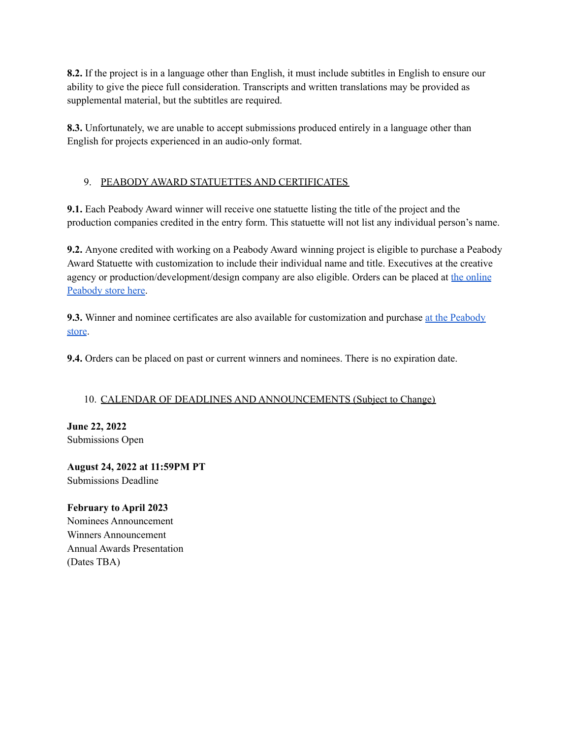**8.2.** If the project is in a language other than English, it must include subtitles in English to ensure our ability to give the piece full consideration. Transcripts and written translations may be provided as supplemental material, but the subtitles are required.

**8.3.** Unfortunately, we are unable to accept submissions produced entirely in a language other than English for projects experienced in an audio-only format.

## 9. PEABODY AWARD STATUETTES AND CERTIFICATES

**9.1.** Each Peabody Award winner will receive one statuette listing the title of the project and the production companies credited in the entry form. This statuette will not list any individual person's name.

**9.2.** Anyone credited with working on a Peabody Award winning project is eligible to purchase a Peabody Award Statuette with customization to include their individual name and title. Executives at the creative agency or production/development/design company are also eligible. Orders can be placed at the online Peabody store here.

**9.3.** Winner and nominee certificates are also available for customization and purchase at the Peabody store.

**9.4.** Orders can be placed on past or current winners and nominees. There is no expiration date.

## 10. CALENDAR OF DEADLINES AND ANNOUNCEMENTS (Subject to Change)

**June 22, 2022**
Submissions Open

**August 24, 2022 at 11:59PM PT**
Submissions Deadline

**February to April 2023**
Nominees Announcement
Winners Announcement
Annual Awards Presentation
(Dates TBA)